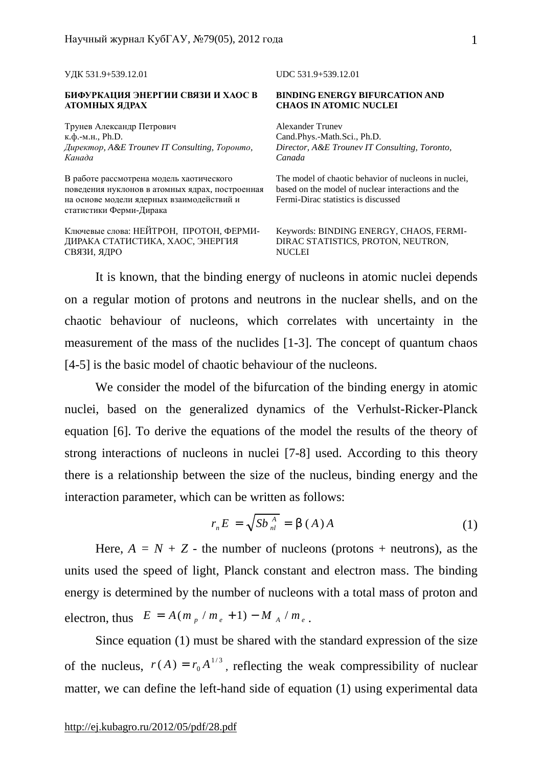УДК 531.9+539.12.01

**БИФУРКАЦИЯ ЭНЕРГИИ СВЯЗИ И ХАОС В АТОМНЫХ ЯДРАХ**

Трунев Александр Петрович
к.ф.-м.н., Ph.D.
*Директор, A&E Trounev IT Consulting, Торонто, Канада*

В работе рассмотрена модель хаотического поведения нуклонов в атомных ядрах, построенная на основе модели ядерных взаимодействий и статистики Ферми-Дирака

Ключевые слова: НЕЙТРОН, ПРОТОН, ФЕРМИ-ДИРАКА СТАТИСТИКА, ХАОС, ЭНЕРГИЯ СВЯЗИ, ЯДРО

UDC 531.9+539.12.01

**BINDING ENERGY BIFURCATION AND CHAOS IN ATOMIC NUCLEI**

Alexander Trunev
Cand.Phys.-Math.Sci., Ph.D.
*Director, A&E Trounev IT Consulting, Toronto, Canada*

The model of chaotic behavior of nucleons in nuclei, based on the model of nuclear interactions and the Fermi-Dirac statistics is discussed

Keywords: BINDING ENERGY, CHAOS, FERMI-DIRAC STATISTICS, PROTON, NEUTRON, NUCLEI

It is known, that the binding energy of nucleons in atomic nuclei depends on a regular motion of protons and neutrons in the nuclear shells, and on the chaotic behaviour of nucleons, which correlates with uncertainty in the measurement of the mass of the nuclides [1-3]. The concept of quantum chaos [4-5] is the basic model of chaotic behaviour of the nucleons.

We consider the model of the bifurcation of the binding energy in atomic nuclei, based on the generalized dynamics of the Verhulst-Ricker-Planck equation [6]. To derive the equations of the model the results of the theory of strong interactions of nucleons in nuclei [7-8] used. According to this theory there is a relationship between the size of the nucleus, binding energy and the interaction parameter, which can be written as follows:

$$r_n E = \sqrt{Sb_{nl}^{A}} = \beta(A)A \tag{1}$$

Here, $A = N + Z$ - the number of nucleons (protons + neutrons), as the units used the speed of light, Planck constant and electron mass. The binding energy is determined by the number of nucleons with a total mass of proton and electron, thus $E = A(m_p / m_e + 1) - M_A / m_e$.

Since equation (1) must be shared with the standard expression of the size of the nucleus, $r(A) = r_0 A^{1/3}$, reflecting the weak compressibility of nuclear matter, we can define the left-hand side of equation (1) using experimental data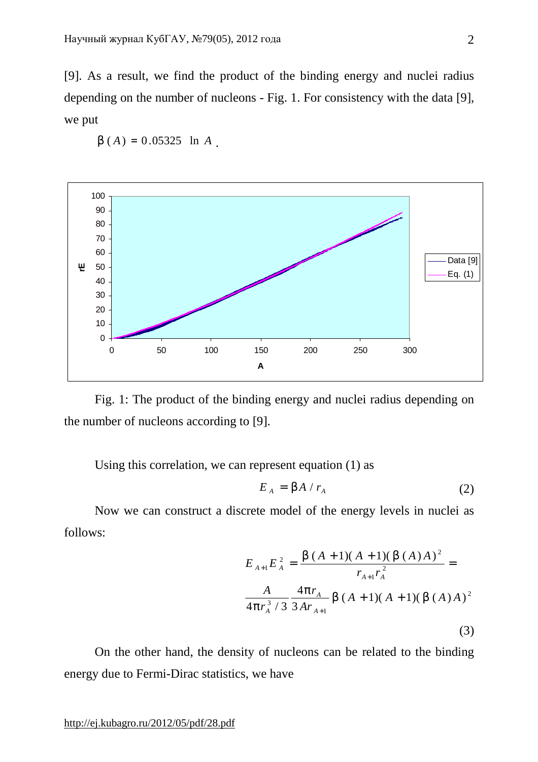[9]. As a result, we find the product of the binding energy and nuclei radius depending on the number of nucleons - Fig. 1. For consistency with the data [9], we put

$$\beta(A) = 0.05325 \ln A .$$

Fig. 1: The product of the binding energy and nuclei radius depending on the number of nucleons according to [9].

Using this correlation, we can represent equation (1) as

$$E_A = \beta A / r_A \tag{2}$$

Now we can construct a discrete model of the energy levels in nuclei as follows:

$$E_{A+1}E_A^2 = \frac{\beta(A+1)(A+1)(\beta(A)A)^2}{r_{A+1}r_A^2} = \frac{A}{4\pi r_A^3/3}\frac{4\pi r_A}{3Ar_{A+1}}\beta(A+1)(A+1)(\beta(A)A)^2 \tag{3}$$

On the other hand, the density of nucleons can be related to the binding energy due to Fermi-Dirac statistics, we have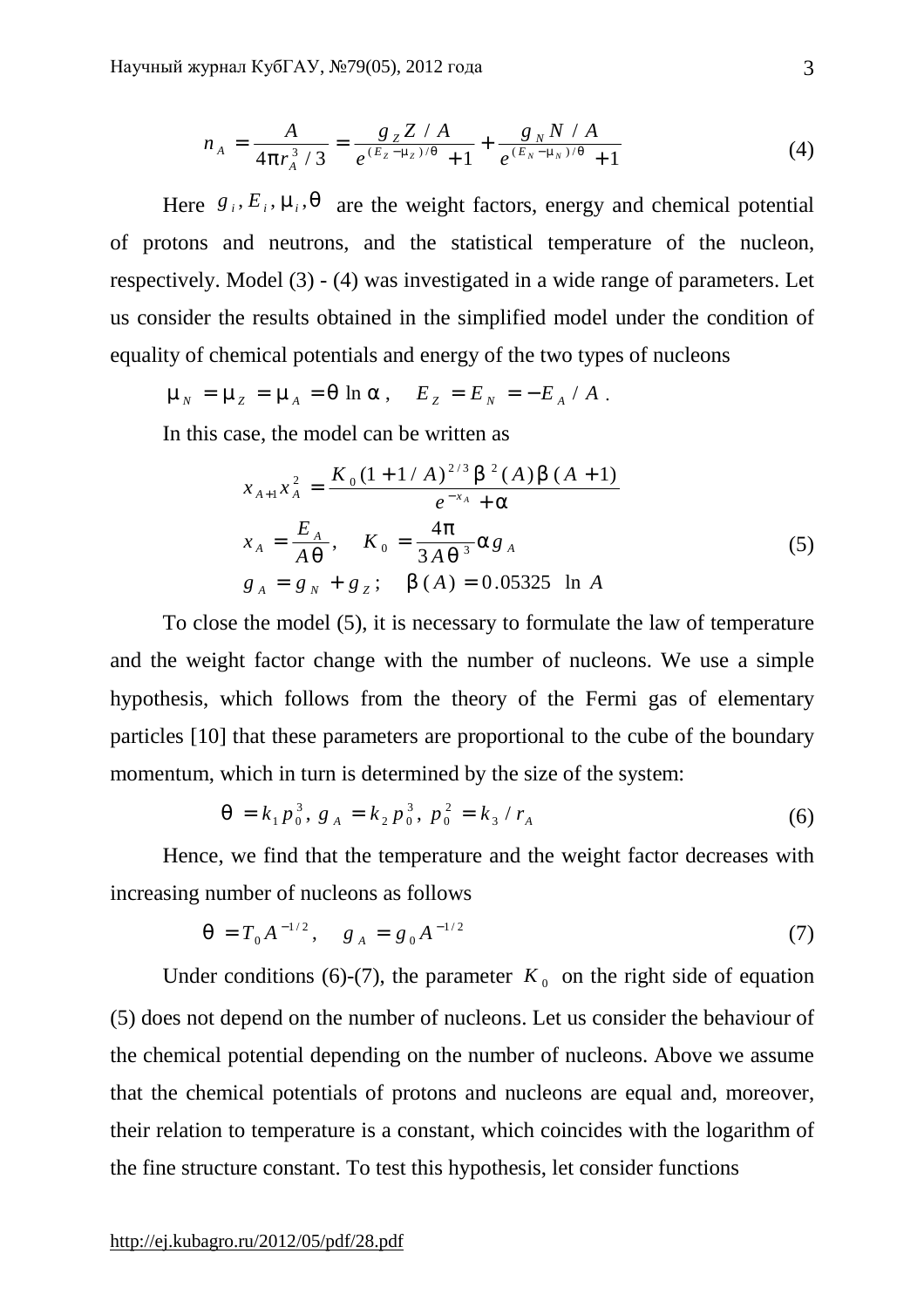$$n_A = \frac{A}{4\pi r_A^3/3} = \frac{g_Z Z/A}{e^{(E_Z - \mu_Z)/\theta} + 1} + \frac{g_N N/A}{e^{(E_N - \mu_N)/\theta} + 1} \tag{4}$$

Here $g_i, E_i, \mu_i, \theta$ are the weight factors, energy and chemical potential of protons and neutrons, and the statistical temperature of the nucleon, respectively. Model (3) - (4) was investigated in a wide range of parameters. Let us consider the results obtained in the simplified model under the condition of equality of chemical potentials and energy of the two types of nucleons

$$\mu_N = \mu_Z = \mu_A = \theta \ln \alpha, \quad E_Z = E_N = -E_A/A.$$

In this case, the model can be written as

$$\begin{aligned}
x_{A+1} x_A^2 &= \frac{K_0 (1 + 1/A)^{2/3} \beta^2(A) \beta(A+1)}{e^{-x_A} + \alpha} \\
x_A &= \frac{E_A}{A\theta}, \quad K_0 = \frac{4\pi}{3A\theta^3} \alpha g_A \\
g_A &= g_N + g_Z; \quad \beta(A) = 0.05325 \ \ln A
\end{aligned} \tag{5}$$

To close the model (5), it is necessary to formulate the law of temperature and the weight factor change with the number of nucleons. We use a simple hypothesis, which follows from the theory of the Fermi gas of elementary particles [10] that these parameters are proportional to the cube of the boundary momentum, which in turn is determined by the size of the system:

$$\theta = k_1 p_0^3, \ g_A = k_2 p_0^3, \ p_0^2 = k_3 / r_A \tag{6}$$

Hence, we find that the temperature and the weight factor decreases with increasing number of nucleons as follows

$$\theta = T_0 A^{-1/2}, \quad g_A = g_0 A^{-1/2} \tag{7}$$

Under conditions (6)-(7), the parameter $K_0$ on the right side of equation (5) does not depend on the number of nucleons. Let us consider the behaviour of the chemical potential depending on the number of nucleons. Above we assume that the chemical potentials of protons and nucleons are equal and, moreover, their relation to temperature is a constant, which coincides with the logarithm of the fine structure constant. To test this hypothesis, let consider functions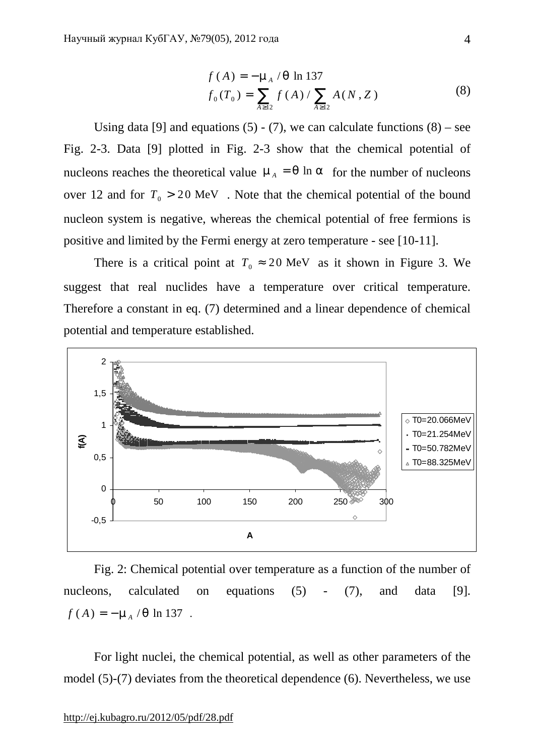$$f(A) = -\mu_A / \theta \ln 137$$
$$f_0(T_0) = \sum_{A \ge 12} f(A) / \sum_{A \ge 12} A(N,Z) \tag{8}$$

Using data [9] and equations (5) - (7), we can calculate functions (8) – see Fig. 2-3. Data [9] plotted in Fig. 2-3 show that the chemical potential of nucleons reaches the theoretical value $\mu_A = \theta \ln \alpha$ for the number of nucleons over 12 and for $T_0 > 20$ MeV . Note that the chemical potential of the bound nucleon system is negative, whereas the chemical potential of free fermions is positive and limited by the Fermi energy at zero temperature - see [10-11].

There is a critical point at $T_0 \approx 20$ MeV as it shown in Figure 3. We suggest that real nuclides have a temperature over critical temperature. Therefore a constant in eq. (7) determined and a linear dependence of chemical potential and temperature established.

Fig. 2: Chemical potential over temperature as a function of the number of nucleons, calculated on equations (5) - (7), and data [9]. $f(A) = -\mu_A / \theta \ln 137$ .

For light nuclei, the chemical potential, as well as other parameters of the model (5)-(7) deviates from the theoretical dependence (6). Nevertheless, we use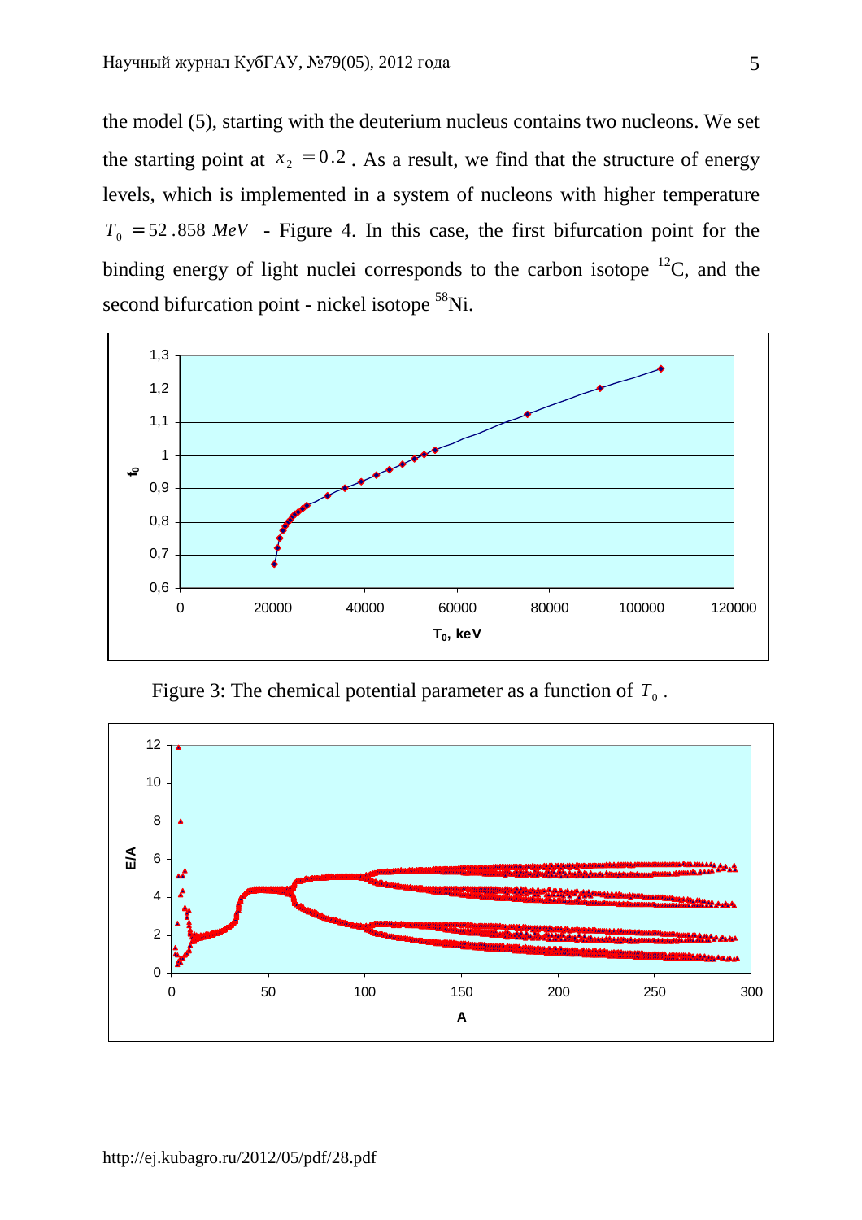the model (5), starting with the deuterium nucleus contains two nucleons. We set the starting point at $x_2 = 0.2$. As a result, we find that the structure of energy levels, which is implemented in a system of nucleons with higher temperature $T_0 = 52.858\ MeV$ - Figure 4. In this case, the first bifurcation point for the binding energy of light nuclei corresponds to the carbon isotope $^{12}$C, and the second bifurcation point - nickel isotope $^{58}$Ni.

Figure 3: The chemical potential parameter as a function of $T_0$.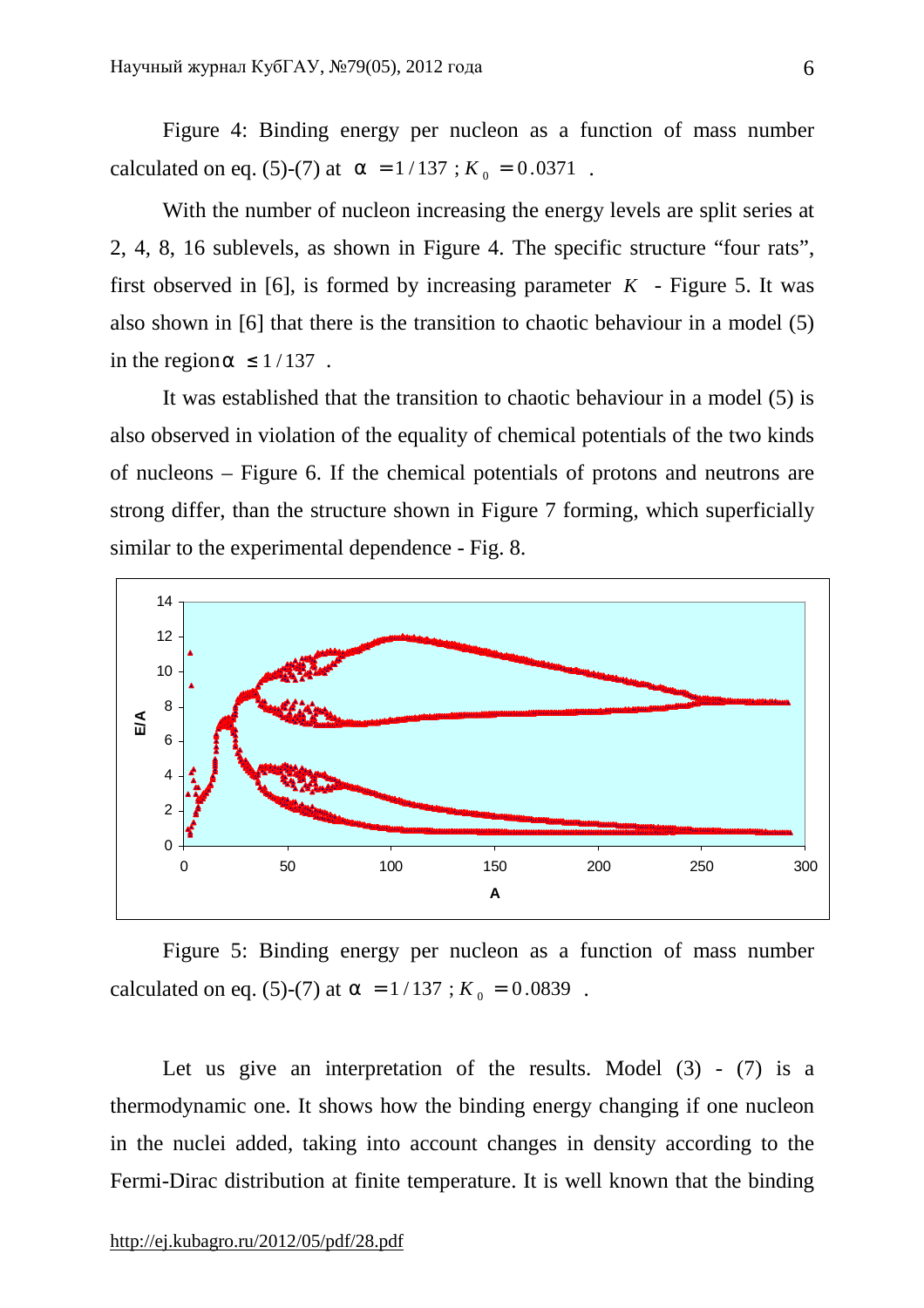Figure 4: Binding energy per nucleon as a function of mass number calculated on eq. (5)-(7) at $\alpha = 1/137$ ; $K_0 = 0.0371$ .

With the number of nucleon increasing the energy levels are split series at 2, 4, 8, 16 sublevels, as shown in Figure 4. The specific structure "four rats", first observed in [6], is formed by increasing parameter $K$ - Figure 5. It was also shown in [6] that there is the transition to chaotic behaviour in a model (5) in the region $\alpha \leq 1/137$ .

It was established that the transition to chaotic behaviour in a model (5) is also observed in violation of the equality of chemical potentials of the two kinds of nucleons – Figure 6. If the chemical potentials of protons and neutrons are strong differ, than the structure shown in Figure 7 forming, which superficially similar to the experimental dependence - Fig. 8.

Figure 5: Binding energy per nucleon as a function of mass number calculated on eq. (5)-(7) at $\alpha = 1/137$ ; $K_0 = 0.0839$ .

Let us give an interpretation of the results. Model (3) - (7) is a thermodynamic one. It shows how the binding energy changing if one nucleon in the nuclei added, taking into account changes in density according to the Fermi-Dirac distribution at finite temperature. It is well known that the binding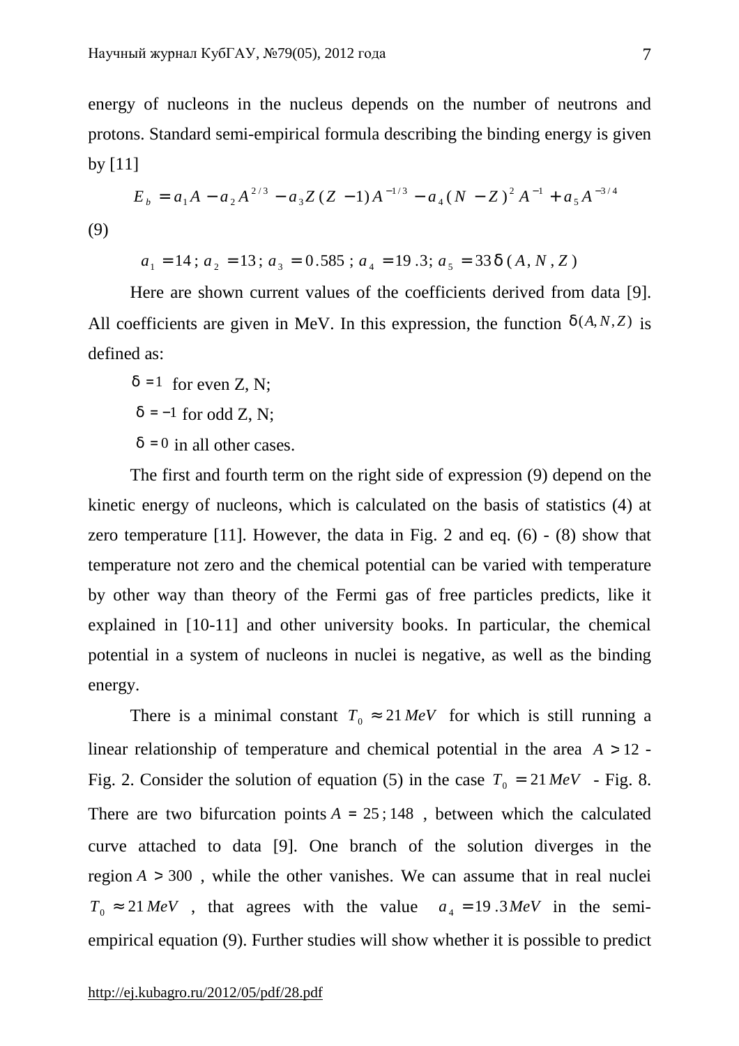energy of nucleons in the nucleus depends on the number of neutrons and protons. Standard semi-empirical formula describing the binding energy is given by [11]

$$E_b = a_1 A - a_2 A^{2/3} - a_3 Z(Z-1)A^{-1/3} - a_4 (N-Z)^2 A^{-1} + a_5 A^{-3/4}$$

(9)

$$a_1 = 14;\ a_2 = 13;\ a_3 = 0.585;\ a_4 = 19.3;\ a_5 = 33\delta(A, N, Z)$$

Here are shown current values of the coefficients derived from data [9]. All coefficients are given in MeV. In this expression, the function $\delta(A, N, Z)$ is defined as:

$\delta = 1$ for even Z, N;

$\delta = -1$ for odd Z, N;

$\delta = 0$ in all other cases.

The first and fourth term on the right side of expression (9) depend on the kinetic energy of nucleons, which is calculated on the basis of statistics (4) at zero temperature [11]. However, the data in Fig. 2 and eq. (6) - (8) show that temperature not zero and the chemical potential can be varied with temperature by other way than theory of the Fermi gas of free particles predicts, like it explained in [10-11] and other university books. In particular, the chemical potential in a system of nucleons in nuclei is negative, as well as the binding energy.

There is a minimal constant $T_0 \approx 21\,MeV$ for which is still running a linear relationship of temperature and chemical potential in the area $A > 12$ - Fig. 2. Consider the solution of equation (5) in the case $T_0 = 21\,MeV$ - Fig. 8. There are two bifurcation points $A = 25;148$ , between which the calculated curve attached to data [9]. One branch of the solution diverges in the region $A > 300$ , while the other vanishes. We can assume that in real nuclei $T_0 \approx 21\,MeV$ , that agrees with the value $a_4 = 19.3\,MeV$ in the semi-empirical equation (9). Further studies will show whether it is possible to predict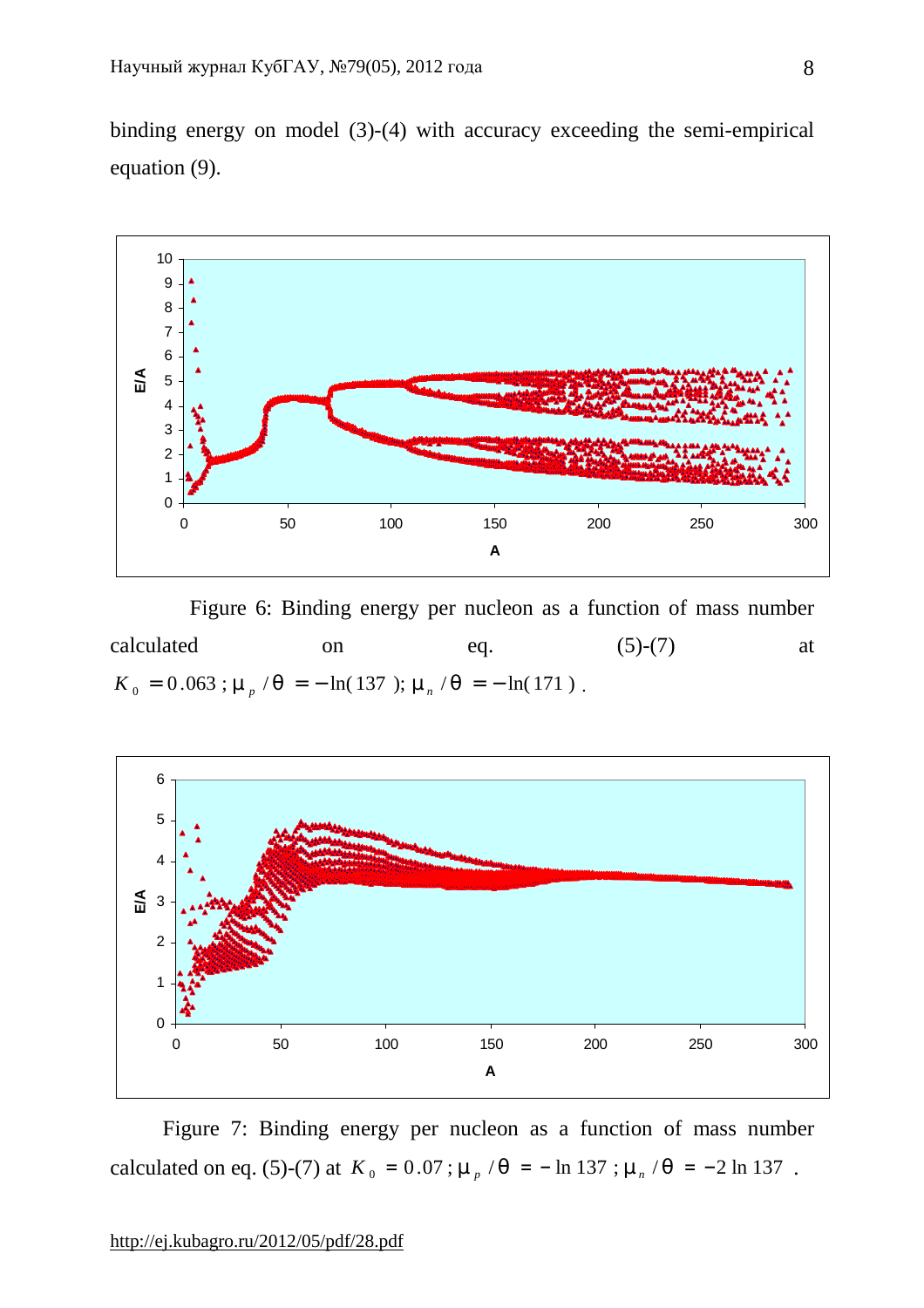binding energy on model (3)-(4) with accuracy exceeding the semi-empirical equation (9).

Figure 6: Binding energy per nucleon as a function of mass number calculated on eq. (5)-(7) at $K_0 = 0.063$; $\mu_p/\theta = -\ln(137)$; $\mu_n/\theta = -\ln(171)$.

Figure 7: Binding energy per nucleon as a function of mass number calculated on eq. (5)-(7) at $K_0 = 0.07$; $\mu_p/\theta = -\ln 137$; $\mu_n/\theta = -2\ln 137$.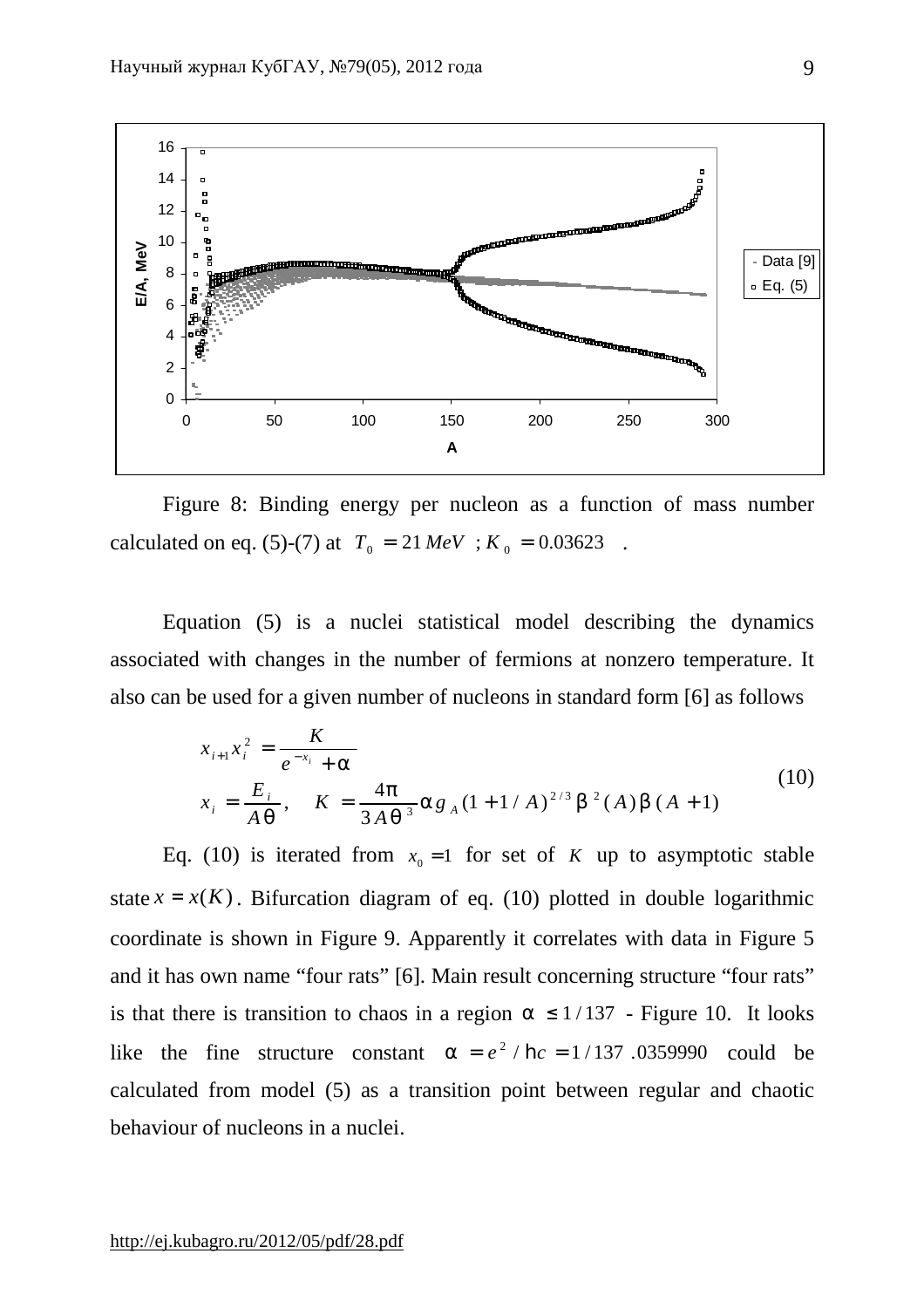Figure 8: Binding energy per nucleon as a function of mass number calculated on eq. (5)-(7) at $T_0 = 21\,MeV$ ; $K_0 = 0.03623$ .

Equation (5) is a nuclei statistical model describing the dynamics associated with changes in the number of fermions at nonzero temperature. It also can be used for a given number of nucleons in standard form [6] as follows

$$
\begin{aligned}
& x_{i+1} x_i^2 = \frac{K}{e^{-x_i} + \alpha} \\
& x_i = \frac{E_i}{A\theta}, \quad K = \frac{4\pi}{3A\theta^3} \alpha g_A (1 + 1/A)^{2/3} \beta^2(A) \beta(A+1)
\end{aligned}
\tag{10}
$$

Eq. (10) is iterated from $x_0 = 1$ for set of $K$ up to asymptotic stable state $x = x(K)$. Bifurcation diagram of eq. (10) plotted in double logarithmic coordinate is shown in Figure 9. Apparently it correlates with data in Figure 5 and it has own name "four rats" [6]. Main result concerning structure "four rats" is that there is transition to chaos in a region $\alpha \le 1/137$ - Figure 10. It looks like the fine structure constant $\alpha = e^2/\hbar c = 1/137.0359990$ could be calculated from model (5) as a transition point between regular and chaotic behaviour of nucleons in a nuclei.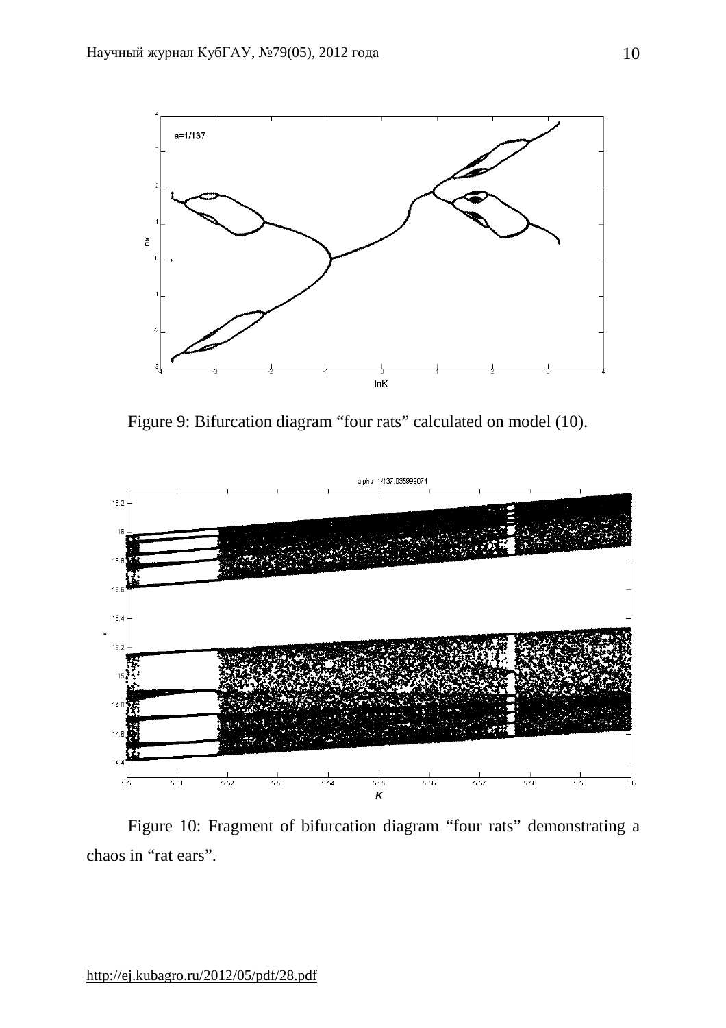Figure 9: Bifurcation diagram “four rats” calculated on model (10).

Figure 10: Fragment of bifurcation diagram “four rats” demonstrating a chaos in “rat ears”.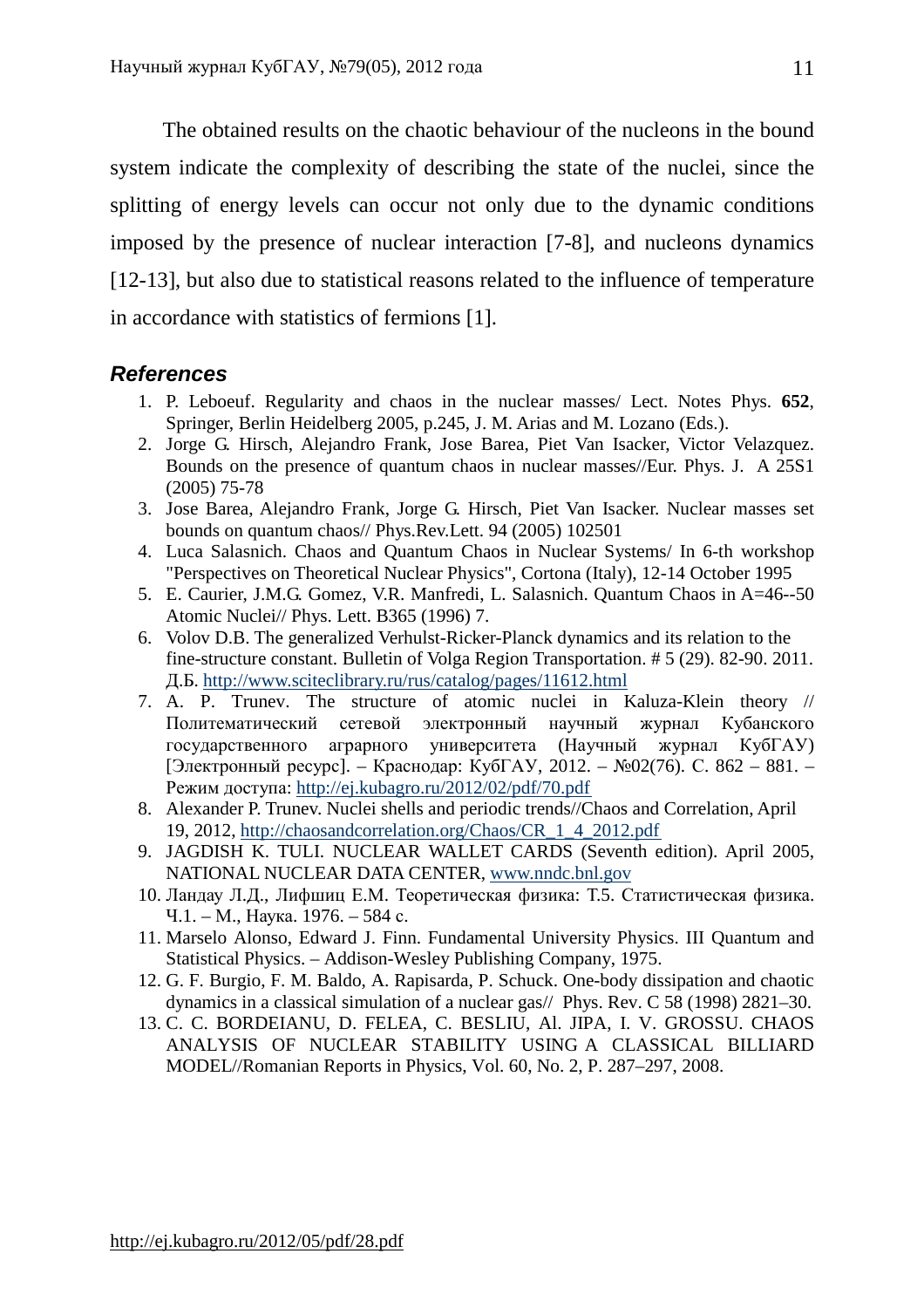The obtained results on the chaotic behaviour of the nucleons in the bound system indicate the complexity of describing the state of the nuclei, since the splitting of energy levels can occur not only due to the dynamic conditions imposed by the presence of nuclear interaction [7-8], and nucleons dynamics [12-13], but also due to statistical reasons related to the influence of temperature in accordance with statistics of fermions [1].

## References

1. P. Leboeuf. Regularity and chaos in the nuclear masses/ Lect. Notes Phys. **652**, Springer, Berlin Heidelberg 2005, p.245, J. M. Arias and M. Lozano (Eds.).
2. Jorge G. Hirsch, Alejandro Frank, Jose Barea, Piet Van Isacker, Victor Velazquez. Bounds on the presence of quantum chaos in nuclear masses//Eur. Phys. J. A 25S1 (2005) 75-78
3. Jose Barea, Alejandro Frank, Jorge G. Hirsch, Piet Van Isacker. Nuclear masses set bounds on quantum chaos// Phys.Rev.Lett. 94 (2005) 102501
4. Luca Salasnich. Chaos and Quantum Chaos in Nuclear Systems/ In 6-th workshop "Perspectives on Theoretical Nuclear Physics", Cortona (Italy), 12-14 October 1995
5. E. Caurier, J.M.G. Gomez, V.R. Manfredi, L. Salasnich. Quantum Chaos in A=46--50 Atomic Nuclei// Phys. Lett. B365 (1996) 7.
6. Volov D.B. The generalized Verhulst-Ricker-Planck dynamics and its relation to the fine-structure constant. Bulletin of Volga Region Transportation. # 5 (29). 82-90. 2011. Д.Б. http://www.sciteclibrary.ru/rus/catalog/pages/11612.html
7. A. P. Trunev. The structure of atomic nuclei in Kaluza-Klein theory // Политематический сетевой электронный научный журнал Кубанского государственного аграрного университета (Научный журнал КубГАУ) [Электронный ресурс]. – Краснодар: КубГАУ, 2012. – №02(76). С. 862 – 881. – Режим доступа: http://ej.kubagro.ru/2012/02/pdf/70.pdf
8. Alexander P. Trunev. Nuclei shells and periodic trends//Chaos and Correlation, April 19, 2012, http://chaosandcorrelation.org/Chaos/CR_1_4_2012.pdf
9. JAGDISH K. TULI. NUCLEAR WALLET CARDS (Seventh edition). April 2005, NATIONAL NUCLEAR DATA CENTER, www.nndc.bnl.gov
10. Ландау Л.Д., Лифшиц Е.М. Теоретическая физика: Т.5. Статистическая физика. Ч.1. – М., Наука. 1976. – 584 с.
11. Marselo Alonso, Edward J. Finn. Fundamental University Physics. III Quantum and Statistical Physics. – Addison-Wesley Publishing Company, 1975.
12. G. F. Burgio, F. M. Baldo, A. Rapisarda, P. Schuck. One-body dissipation and chaotic dynamics in a classical simulation of a nuclear gas// Phys. Rev. C 58 (1998) 2821–30.
13. C. C. BORDEIANU, D. FELEA, C. BESLIU, Al. JIPA, I. V. GROSSU. CHAOS ANALYSIS OF NUCLEAR STABILITY USING A CLASSICAL BILLIARD MODEL//Romanian Reports in Physics, Vol. 60, No. 2, P. 287–297, 2008.